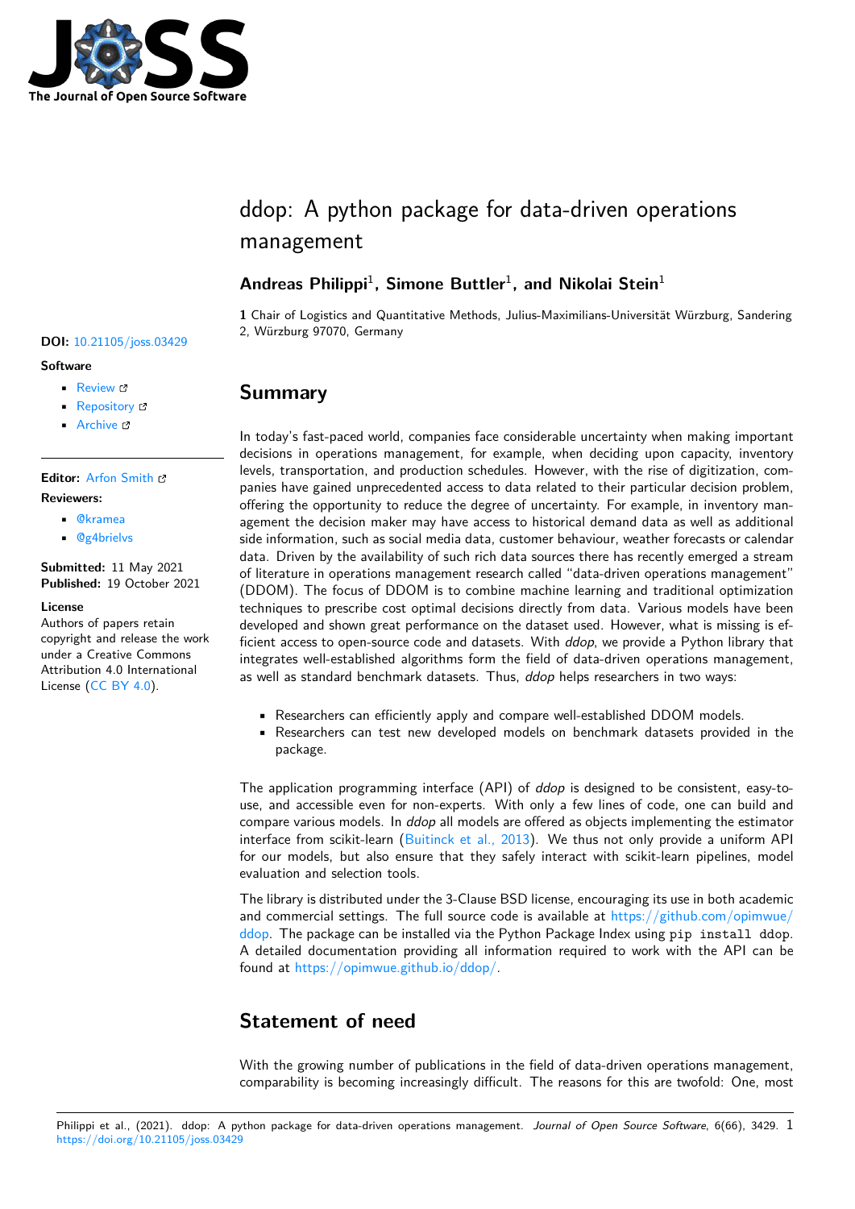# ddop: A python package for data-driven operations management

**Andreas Philippi**[1]**, Simone Buttler**[1]**, and Nikolai Stein**[1]

**1** Chair of Logistics and Quantitative Methods, Julius-Maximilians-Universität Würzburg, Sandering 2, Würzburg 97070, Germany

**DOI:** 10.21105/joss.03429

**Software**

- Review
- Repository
- Archive

**Editor:** Arfon Smith

**Reviewers:**

- @kramea
- @g4brielvs

**Submitted:** 11 May 2021
**Published:** 19 October 2021

**License**
Authors of papers retain copyright and release the work under a Creative Commons Attribution 4.0 International License (CC BY 4.0).

## Summary

In today's fast-paced world, companies face considerable uncertainty when making important decisions in operations management, for example, when deciding upon capacity, inventory levels, transportation, and production schedules. However, with the rise of digitization, companies have gained unprecedented access to data related to their particular decision problem, offering the opportunity to reduce the degree of uncertainty. For example, in inventory management the decision maker may have access to historical demand data as well as additional side information, such as social media data, customer behaviour, weather forecasts or calendar data. Driven by the availability of such rich data sources there has recently emerged a stream of literature in operations management research called "data-driven operations management" (DDOM). The focus of DDOM is to combine machine learning and traditional optimization techniques to prescribe cost optimal decisions directly from data. Various models have been developed and shown great performance on the dataset used. However, what is missing is efficient access to open-source code and datasets. With *ddop*, we provide a Python library that integrates well-established algorithms form the field of data-driven operations management, as well as standard benchmark datasets. Thus, *ddop* helps researchers in two ways:

- Researchers can efficiently apply and compare well-established DDOM models.
- Researchers can test new developed models on benchmark datasets provided in the package.

The application programming interface (API) of *ddop* is designed to be consistent, easy-to-use, and accessible even for non-experts. With only a few lines of code, one can build and compare various models. In *ddop* all models are offered as objects implementing the estimator interface from scikit-learn (Buitinck et al., 2013). We thus not only provide a uniform API for our models, but also ensure that they safely interact with scikit-learn pipelines, model evaluation and selection tools.

The library is distributed under the 3-Clause BSD license, encouraging its use in both academic and commercial settings. The full source code is available at https://github.com/opimwue/ddop. The package can be installed via the Python Package Index using `pip install ddop`. A detailed documentation providing all information required to work with the API can be found at https://opimwue.github.io/ddop/.

## Statement of need

With the growing number of publications in the field of data-driven operations management, comparability is becoming increasingly difficult. The reasons for this are twofold: One, most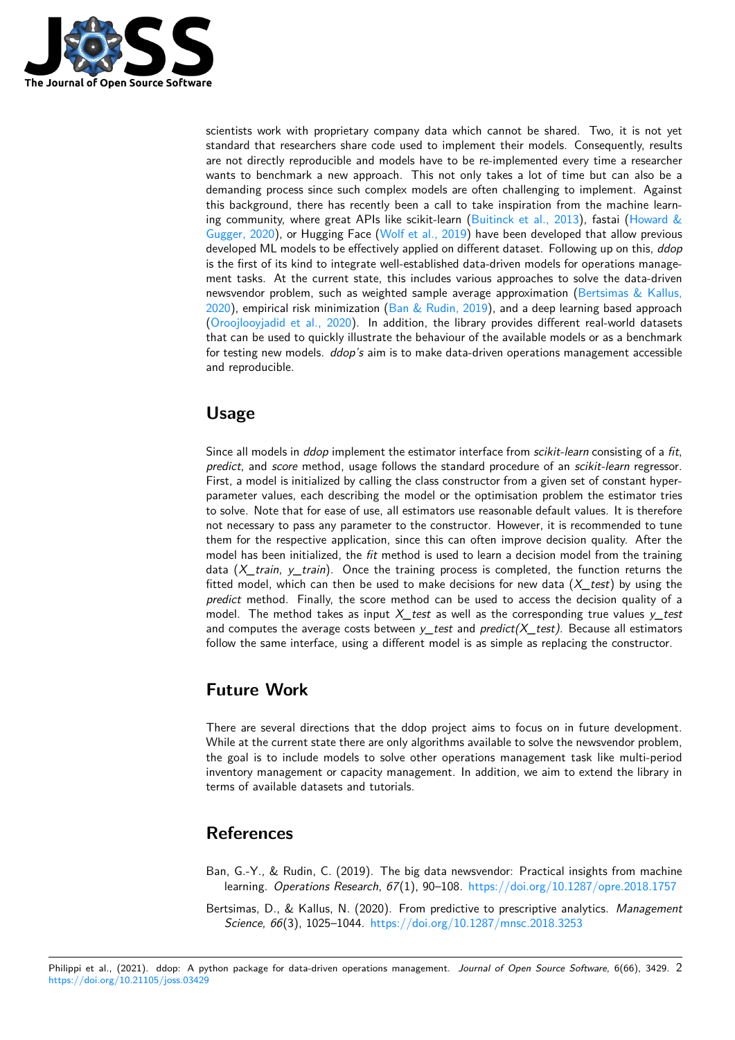scientists work with proprietary company data which cannot be shared. Two, it is not yet standard that researchers share code used to implement their models. Consequently, results are not directly reproducible and models have to be re-implemented every time a researcher wants to benchmark a new approach. This not only takes a lot of time but can also be a demanding process since such complex models are often challenging to implement. Against this background, there has recently been a call to take inspiration from the machine learning community, where great APIs like scikit-learn (Buitinck et al., 2013), fastai (Howard & Gugger, 2020), or Hugging Face (Wolf et al., 2019) have been developed that allow previous developed ML models to be effectively applied on different dataset. Following up on this, *ddop* is the first of its kind to integrate well-established data-driven models for operations management tasks. At the current state, this includes various approaches to solve the data-driven newsvendor problem, such as weighted sample average approximation (Bertsimas & Kallus, 2020), empirical risk minimization (Ban & Rudin, 2019), and a deep learning based approach (Oroojlooyjadid et al., 2020). In addition, the library provides different real-world datasets that can be used to quickly illustrate the behaviour of the available models or as a benchmark for testing new models. *ddop's* aim is to make data-driven operations management accessible and reproducible.

## Usage

Since all models in *ddop* implement the estimator interface from *scikit-learn* consisting of a *fit*, *predict*, and *score* method, usage follows the standard procedure of an *scikit-learn* regressor. First, a model is initialized by calling the class constructor from a given set of constant hyper-parameter values, each describing the model or the optimisation problem the estimator tries to solve. Note that for ease of use, all estimators use reasonable default values. It is therefore not necessary to pass any parameter to the constructor. However, it is recommended to tune them for the respective application, since this can often improve decision quality. After the model has been initialized, the *fit* method is used to learn a decision model from the training data (*X_train*, *y_train*). Once the training process is completed, the function returns the fitted model, which can then be used to make decisions for new data (*X_test*) by using the *predict* method. Finally, the score method can be used to access the decision quality of a model. The method takes as input *X_test* as well as the corresponding true values *y_test* and computes the average costs between *y_test* and *predict(X_test)*. Because all estimators follow the same interface, using a different model is as simple as replacing the constructor.

## Future Work

There are several directions that the ddop project aims to focus on in future development. While at the current state there are only algorithms available to solve the newsvendor problem, the goal is to include models to solve other operations management task like multi-period inventory management or capacity management. In addition, we aim to extend the library in terms of available datasets and tutorials.

## References

Ban, G.-Y., & Rudin, C. (2019). The big data newsvendor: Practical insights from machine learning. *Operations Research*, *67*(1), 90–108. https://doi.org/10.1287/opre.2018.1757

Bertsimas, D., & Kallus, N. (2020). From predictive to prescriptive analytics. *Management Science*, *66*(3), 1025–1044. https://doi.org/10.1287/mnsc.2018.3253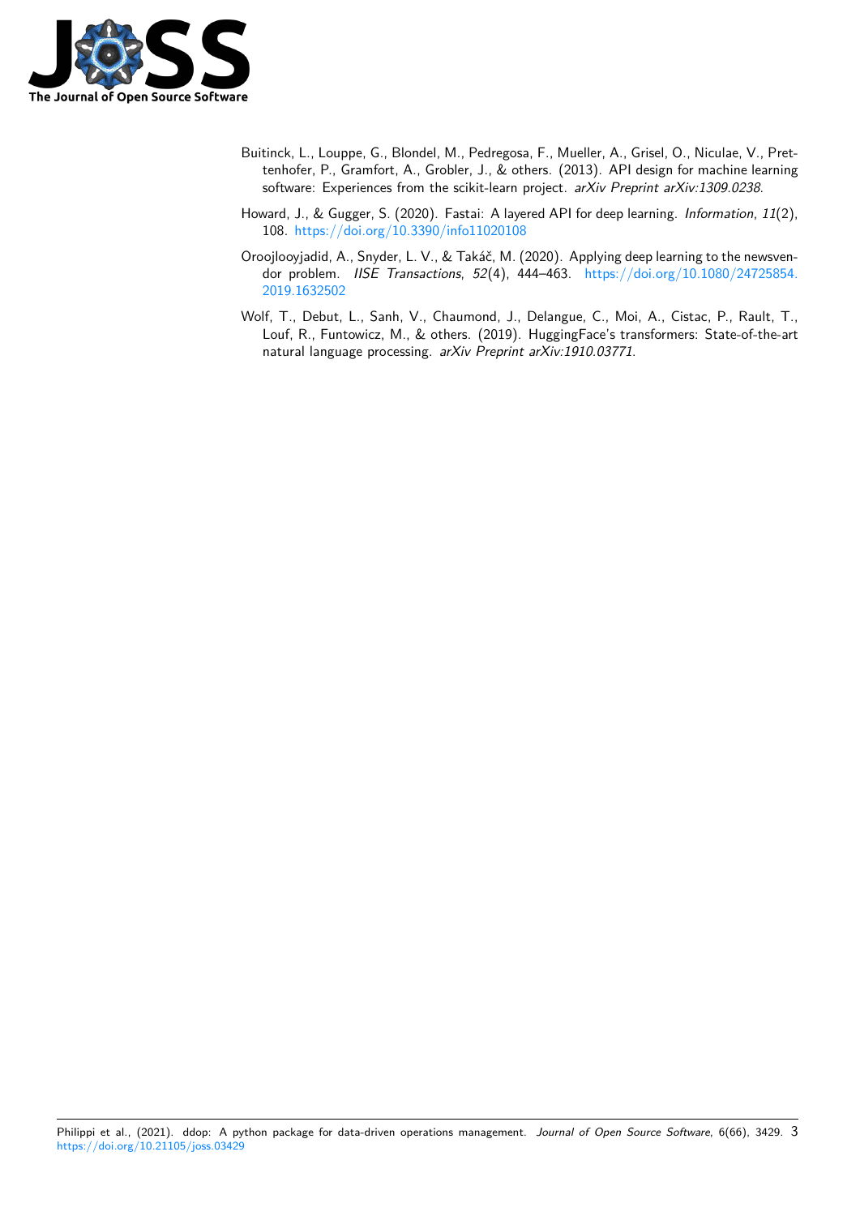Buitinck, L., Louppe, G., Blondel, M., Pedregosa, F., Mueller, A., Grisel, O., Niculae, V., Prettenhofer, P., Gramfort, A., Grobler, J., & others. (2013). API design for machine learning software: Experiences from the scikit-learn project. *arXiv Preprint arXiv:1309.0238*.

Howard, J., & Gugger, S. (2020). Fastai: A layered API for deep learning. *Information*, *11*(2), 108. https://doi.org/10.3390/info11020108

Oroojlooyjadid, A., Snyder, L. V., & Takáč, M. (2020). Applying deep learning to the newsvendor problem. *IISE Transactions*, *52*(4), 444–463. https://doi.org/10.1080/24725854.2019.1632502

Wolf, T., Debut, L., Sanh, V., Chaumond, J., Delangue, C., Moi, A., Cistac, P., Rault, T., Louf, R., Funtowicz, M., & others. (2019). HuggingFace's transformers: State-of-the-art natural language processing. *arXiv Preprint arXiv:1910.03771*.